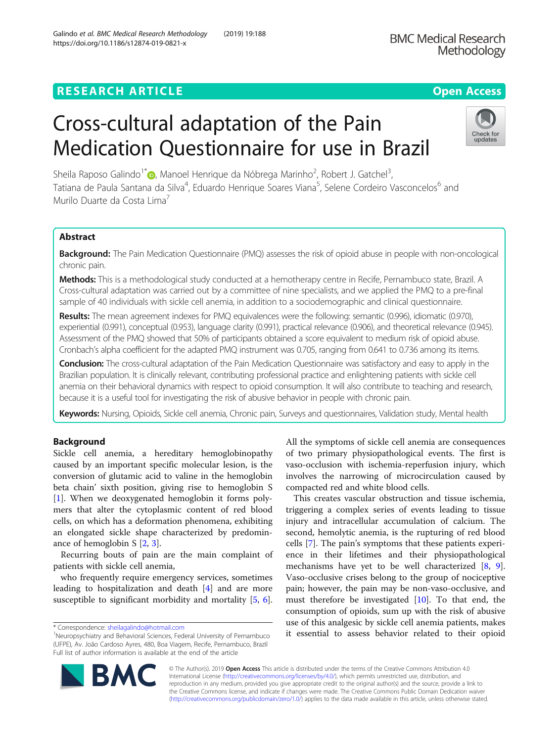# Cross-cultural adaptation of the Pain Medication Questionnaire for use in Brazil

Sheila Raposo Galindo[1*], Manoel Henrique da Nóbrega Marinho[2], Robert J. Gatchel[3], Tatiana de Paula Santana da Silva[4], Eduardo Henrique Soares Viana[5], Selene Cordeiro Vasconcelos[6] and Murilo Duarte da Costa Lima[7]

## Abstract

**Background:** The Pain Medication Questionnaire (PMQ) assesses the risk of opioid abuse in people with non-oncological chronic pain.

**Methods:** This is a methodological study conducted at a hemotherapy centre in Recife, Pernambuco state, Brazil. A Cross-cultural adaptation was carried out by a committee of nine specialists, and we applied the PMQ to a pre-final sample of 40 individuals with sickle cell anemia, in addition to a sociodemographic and clinical questionnaire.

**Results:** The mean agreement indexes for PMQ equivalences were the following: semantic (0.996), idiomatic (0.970), experiential (0.991), conceptual (0.953), language clarity (0.991), practical relevance (0.906), and theoretical relevance (0.945). Assessment of the PMQ showed that 50% of participants obtained a score equivalent to medium risk of opioid abuse. Cronbach's alpha coefficient for the adapted PMQ instrument was 0.705, ranging from 0.641 to 0.736 among its items.

**Conclusion:** The cross-cultural adaptation of the Pain Medication Questionnaire was satisfactory and easy to apply in the Brazilian population. It is clinically relevant, contributing professional practice and enlightening patients with sickle cell anemia on their behavioral dynamics with respect to opioid consumption. It will also contribute to teaching and research, because it is a useful tool for investigating the risk of abusive behavior in people with chronic pain.

**Keywords:** Nursing, Opioids, Sickle cell anemia, Chronic pain, Surveys and questionnaires, Validation study, Mental health

## Background

Sickle cell anemia, a hereditary hemoglobinopathy caused by an important specific molecular lesion, is the conversion of glutamic acid to valine in the hemoglobin beta chain' sixth position, giving rise to hemoglobin S [1]. When we deoxygenated hemoglobin it forms polymers that alter the cytoplasmic content of red blood cells, on which has a deformation phenomena, exhibiting an elongated sickle shape characterized by predominance of hemoglobin S [2, 3].

Recurring bouts of pain are the main complaint of patients with sickle cell anemia,

who frequently require emergency services, sometimes leading to hospitalization and death [4] and are more susceptible to significant morbidity and mortality [5, 6].

All the symptoms of sickle cell anemia are consequences of two primary physiopathological events. The first is vaso-occlusion with ischemia-reperfusion injury, which involves the narrowing of microcirculation caused by compacted red and white blood cells.

This creates vascular obstruction and tissue ischemia, triggering a complex series of events leading to tissue injury and intracellular accumulation of calcium. The second, hemolytic anemia, is the rupturing of red blood cells [7]. The pain's symptoms that these patients experience in their lifetimes and their physiopathological mechanisms have yet to be well characterized [8, 9]. Vaso-occlusive crises belong to the group of nociceptive pain; however, the pain may be non-vaso-occlusive, and must therefore be investigated [10]. To that end, the consumption of opioids, sum up with the risk of abusive use of this analgesic by sickle cell anemia patients, makes it essential to assess behavior related to their opioid

* Correspondence: sheilagalindo@hotmail.com
[1]Neuropsychiatry and Behavioral Sciences, Federal University of Pernambuco (UFPE), Av. João Cardoso Ayres, 480, Boa Viagem, Recife, Pernambuco, Brazil
Full list of author information is available at the end of the article

© The Author(s). 2019 **Open Access** This article is distributed under the terms of the Creative Commons Attribution 4.0 International License (http://creativecommons.org/licenses/by/4.0/), which permits unrestricted use, distribution, and reproduction in any medium, provided you give appropriate credit to the original author(s) and the source, provide a link to the Creative Commons license, and indicate if changes were made. The Creative Commons Public Domain Dedication waiver (http://creativecommons.org/publicdomain/zero/1.0/) applies to the data made available in this article, unless otherwise stated.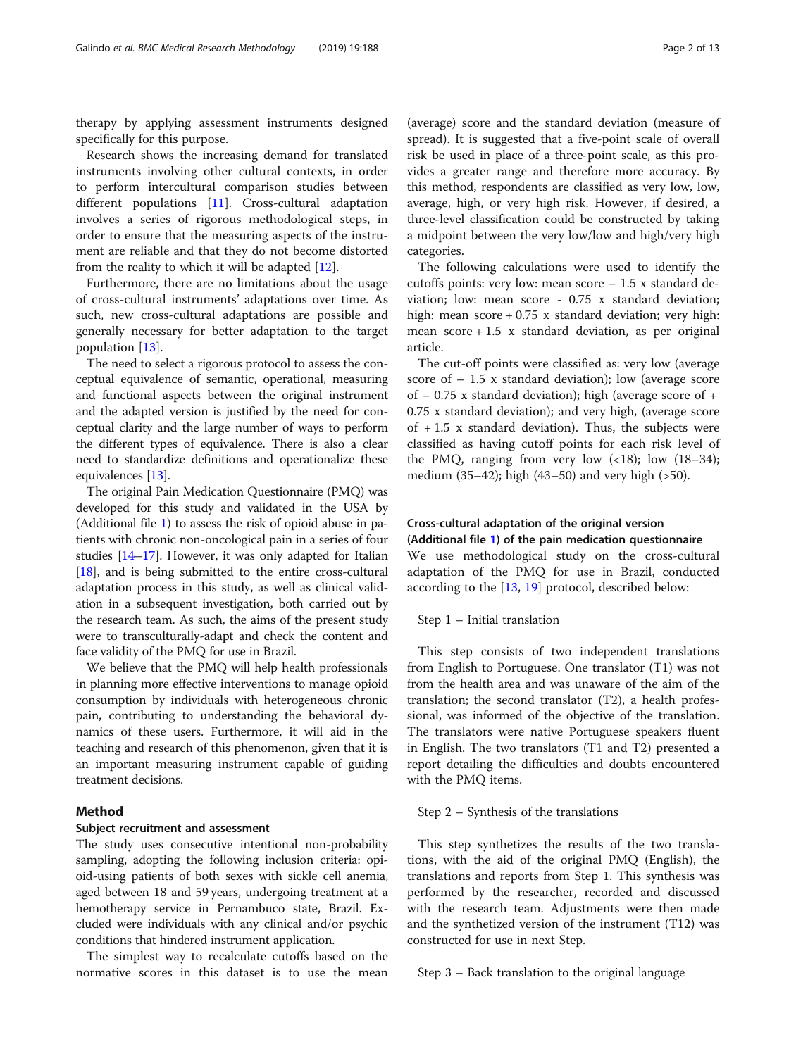therapy by applying assessment instruments designed specifically for this purpose.

Research shows the increasing demand for translated instruments involving other cultural contexts, in order to perform intercultural comparison studies between different populations [11]. Cross-cultural adaptation involves a series of rigorous methodological steps, in order to ensure that the measuring aspects of the instrument are reliable and that they do not become distorted from the reality to which it will be adapted [12].

Furthermore, there are no limitations about the usage of cross-cultural instruments' adaptations over time. As such, new cross-cultural adaptations are possible and generally necessary for better adaptation to the target population [13].

The need to select a rigorous protocol to assess the conceptual equivalence of semantic, operational, measuring and functional aspects between the original instrument and the adapted version is justified by the need for conceptual clarity and the large number of ways to perform the different types of equivalence. There is also a clear need to standardize definitions and operationalize these equivalences [13].

The original Pain Medication Questionnaire (PMQ) was developed for this study and validated in the USA by (Additional file 1) to assess the risk of opioid abuse in patients with chronic non-oncological pain in a series of four studies [14–17]. However, it was only adapted for Italian [18], and is being submitted to the entire cross-cultural adaptation process in this study, as well as clinical validation in a subsequent investigation, both carried out by the research team. As such, the aims of the present study were to transculturally-adapt and check the content and face validity of the PMQ for use in Brazil.

We believe that the PMQ will help health professionals in planning more effective interventions to manage opioid consumption by individuals with heterogeneous chronic pain, contributing to understanding the behavioral dynamics of these users. Furthermore, it will aid in the teaching and research of this phenomenon, given that it is an important measuring instrument capable of guiding treatment decisions.

## Method

### Subject recruitment and assessment

The study uses consecutive intentional non-probability sampling, adopting the following inclusion criteria: opioid-using patients of both sexes with sickle cell anemia, aged between 18 and 59 years, undergoing treatment at a hemotherapy service in Pernambuco state, Brazil. Excluded were individuals with any clinical and/or psychic conditions that hindered instrument application.

The simplest way to recalculate cutoffs based on the normative scores in this dataset is to use the mean (average) score and the standard deviation (measure of spread). It is suggested that a five-point scale of overall risk be used in place of a three-point scale, as this provides a greater range and therefore more accuracy. By this method, respondents are classified as very low, low, average, high, or very high risk. However, if desired, a three-level classification could be constructed by taking a midpoint between the very low/low and high/very high categories.

The following calculations were used to identify the cutoffs points: very low: mean score – 1.5 x standard deviation; low: mean score - 0.75 x standard deviation; high: mean score + 0.75 x standard deviation; very high: mean score + 1.5 x standard deviation, as per original article.

The cut-off points were classified as: very low (average score of – 1.5 x standard deviation); low (average score of – 0.75 x standard deviation); high (average score of + 0.75 x standard deviation); and very high, (average score of + 1.5 x standard deviation). Thus, the subjects were classified as having cutoff points for each risk level of the PMQ, ranging from very low (<18); low (18–34); medium (35–42); high (43–50) and very high (>50).

### Cross-cultural adaptation of the original version (Additional file 1) of the pain medication questionnaire

We use methodological study on the cross-cultural adaptation of the PMQ for use in Brazil, conducted according to the [13, 19] protocol, described below:

Step 1 – Initial translation

This step consists of two independent translations from English to Portuguese. One translator (T1) was not from the health area and was unaware of the aim of the translation; the second translator (T2), a health professional, was informed of the objective of the translation. The translators were native Portuguese speakers fluent in English. The two translators (T1 and T2) presented a report detailing the difficulties and doubts encountered with the PMQ items.

Step 2 – Synthesis of the translations

This step synthetizes the results of the two translations, with the aid of the original PMQ (English), the translations and reports from Step 1. This synthesis was performed by the researcher, recorded and discussed with the research team. Adjustments were then made and the synthetized version of the instrument (T12) was constructed for use in next Step.

Step 3 – Back translation to the original language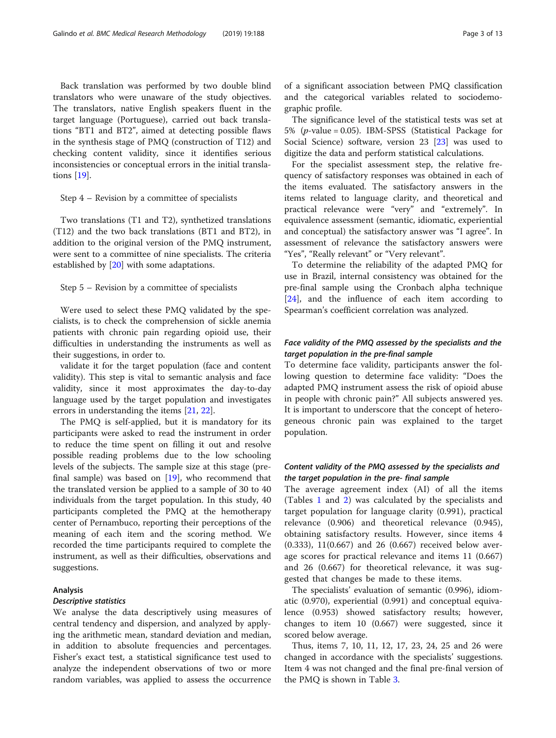Back translation was performed by two double blind translators who were unaware of the study objectives. The translators, native English speakers fluent in the target language (Portuguese), carried out back translations "BT1 and BT2", aimed at detecting possible flaws in the synthesis stage of PMQ (construction of T12) and checking content validity, since it identifies serious inconsistencies or conceptual errors in the initial translations [19].

Step 4 – Revision by a committee of specialists

Two translations (T1 and T2), synthetized translations (T12) and the two back translations (BT1 and BT2), in addition to the original version of the PMQ instrument, were sent to a committee of nine specialists. The criteria established by [20] with some adaptations.

Step 5 – Revision by a committee of specialists

Were used to select these PMQ validated by the specialists, is to check the comprehension of sickle anemia patients with chronic pain regarding opioid use, their difficulties in understanding the instruments as well as their suggestions, in order to.

validate it for the target population (face and content validity). This step is vital to semantic analysis and face validity, since it most approximates the day-to-day language used by the target population and investigates errors in understanding the items [21, 22].

The PMQ is self-applied, but it is mandatory for its participants were asked to read the instrument in order to reduce the time spent on filling it out and resolve possible reading problems due to the low schooling levels of the subjects. The sample size at this stage (pre-final sample) was based on [19], who recommend that the translated version be applied to a sample of 30 to 40 individuals from the target population. In this study, 40 participants completed the PMQ at the hemotherapy center of Pernambuco, reporting their perceptions of the meaning of each item and the scoring method. We recorded the time participants required to complete the instrument, as well as their difficulties, observations and suggestions.

## Analysis

### *Descriptive statistics*

We analyse the data descriptively using measures of central tendency and dispersion, and analyzed by applying the arithmetic mean, standard deviation and median, in addition to absolute frequencies and percentages. Fisher's exact test, a statistical significance test used to analyze the independent observations of two or more random variables, was applied to assess the occurrence of a significant association between PMQ classification and the categorical variables related to sociodemographic profile.

The significance level of the statistical tests was set at 5% ($p$-value = 0.05). IBM-SPSS (Statistical Package for Social Science) software, version 23 [23] was used to digitize the data and perform statistical calculations.

For the specialist assessment step, the relative frequency of satisfactory responses was obtained in each of the items evaluated. The satisfactory answers in the items related to language clarity, and theoretical and practical relevance were "very" and "extremely". In equivalence assessment (semantic, idiomatic, experiential and conceptual) the satisfactory answer was "I agree". In assessment of relevance the satisfactory answers were "Yes", "Really relevant" or "Very relevant".

To determine the reliability of the adapted PMQ for use in Brazil, internal consistency was obtained for the pre-final sample using the Cronbach alpha technique [24], and the influence of each item according to Spearman's coefficient correlation was analyzed.

### *Face validity of the PMQ assessed by the specialists and the target population in the pre-final sample*

To determine face validity, participants answer the following question to determine face validity: "Does the adapted PMQ instrument assess the risk of opioid abuse in people with chronic pain?" All subjects answered yes. It is important to underscore that the concept of heterogeneous chronic pain was explained to the target population.

### *Content validity of the PMQ assessed by the specialists and the target population in the pre- final sample*

The average agreement index (AI) of all the items (Tables 1 and 2) was calculated by the specialists and target population for language clarity (0.991), practical relevance (0.906) and theoretical relevance (0.945), obtaining satisfactory results. However, since items 4 (0.333), 11(0.667) and 26 (0.667) received below average scores for practical relevance and items 11 (0.667) and 26 (0.667) for theoretical relevance, it was suggested that changes be made to these items.

The specialists' evaluation of semantic (0.996), idiomatic (0.970), experiential (0.991) and conceptual equivalence (0.953) showed satisfactory results; however, changes to item 10 (0.667) were suggested, since it scored below average.

Thus, items 7, 10, 11, 12, 17, 23, 24, 25 and 26 were changed in accordance with the specialists' suggestions. Item 4 was not changed and the final pre-final version of the PMQ is shown in Table 3.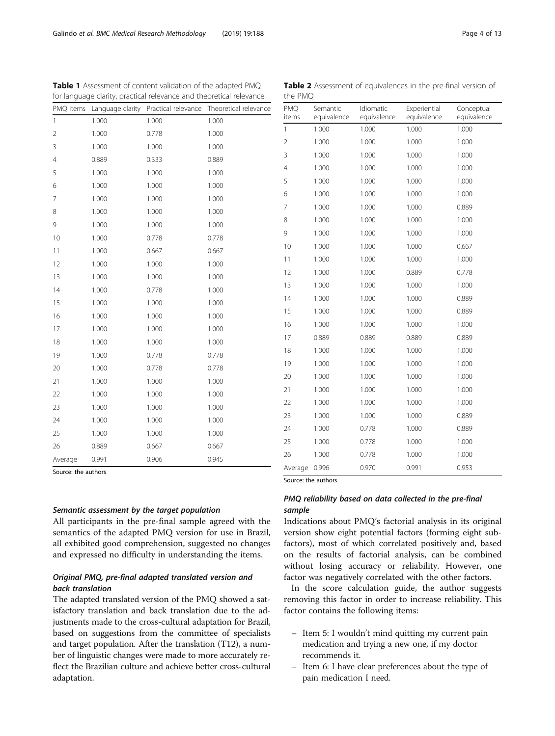**Table 1** Assessment of content validation of the adapted PMQ for language clarity, practical relevance and theoretical relevance

| PMQ items | Language clarity | Practical relevance | Theoretical relevance |
|---|---|---|---|
| 1 | 1.000 | 1.000 | 1.000 |
| 2 | 1.000 | 0.778 | 1.000 |
| 3 | 1.000 | 1.000 | 1.000 |
| 4 | 0.889 | 0.333 | 0.889 |
| 5 | 1.000 | 1.000 | 1.000 |
| 6 | 1.000 | 1.000 | 1.000 |
| 7 | 1.000 | 1.000 | 1.000 |
| 8 | 1.000 | 1.000 | 1.000 |
| 9 | 1.000 | 1.000 | 1.000 |
| 10 | 1.000 | 0.778 | 0.778 |
| 11 | 1.000 | 0.667 | 0.667 |
| 12 | 1.000 | 1.000 | 1.000 |
| 13 | 1.000 | 1.000 | 1.000 |
| 14 | 1.000 | 0.778 | 1.000 |
| 15 | 1.000 | 1.000 | 1.000 |
| 16 | 1.000 | 1.000 | 1.000 |
| 17 | 1.000 | 1.000 | 1.000 |
| 18 | 1.000 | 1.000 | 1.000 |
| 19 | 1.000 | 0.778 | 0.778 |
| 20 | 1.000 | 0.778 | 0.778 |
| 21 | 1.000 | 1.000 | 1.000 |
| 22 | 1.000 | 1.000 | 1.000 |
| 23 | 1.000 | 1.000 | 1.000 |
| 24 | 1.000 | 1.000 | 1.000 |
| 25 | 1.000 | 1.000 | 1.000 |
| 26 | 0.889 | 0.667 | 0.667 |
| Average | 0.991 | 0.906 | 0.945 |

Source: the authors

**Table 2** Assessment of equivalences in the pre-final version of the PMQ

| PMQ items | Semantic equivalence | Idiomatic equivalence | Experiential equivalence | Conceptual equivalence |
|---|---|---|---|---|
| 1 | 1.000 | 1.000 | 1.000 | 1.000 |
| 2 | 1.000 | 1.000 | 1.000 | 1.000 |
| 3 | 1.000 | 1.000 | 1.000 | 1.000 |
| 4 | 1.000 | 1.000 | 1.000 | 1.000 |
| 5 | 1.000 | 1.000 | 1.000 | 1.000 |
| 6 | 1.000 | 1.000 | 1.000 | 1.000 |
| 7 | 1.000 | 1.000 | 1.000 | 0.889 |
| 8 | 1.000 | 1.000 | 1.000 | 1.000 |
| 9 | 1.000 | 1.000 | 1.000 | 1.000 |
| 10 | 1.000 | 1.000 | 1.000 | 0.667 |
| 11 | 1.000 | 1.000 | 1.000 | 1.000 |
| 12 | 1.000 | 1.000 | 0.889 | 0.778 |
| 13 | 1.000 | 1.000 | 1.000 | 1.000 |
| 14 | 1.000 | 1.000 | 1.000 | 0.889 |
| 15 | 1.000 | 1.000 | 1.000 | 0.889 |
| 16 | 1.000 | 1.000 | 1.000 | 1.000 |
| 17 | 0.889 | 0.889 | 0.889 | 0.889 |
| 18 | 1.000 | 1.000 | 1.000 | 1.000 |
| 19 | 1.000 | 1.000 | 1.000 | 1.000 |
| 20 | 1.000 | 1.000 | 1.000 | 1.000 |
| 21 | 1.000 | 1.000 | 1.000 | 1.000 |
| 22 | 1.000 | 1.000 | 1.000 | 1.000 |
| 23 | 1.000 | 1.000 | 1.000 | 0.889 |
| 24 | 1.000 | 0.778 | 1.000 | 0.889 |
| 25 | 1.000 | 0.778 | 1.000 | 1.000 |
| 26 | 1.000 | 0.778 | 1.000 | 1.000 |
| Average | 0.996 | 0.970 | 0.991 | 0.953 |

Source: the authors

### *Semantic assessment by the target population*

All participants in the pre-final sample agreed with the semantics of the adapted PMQ version for use in Brazil, all exhibited good comprehension, suggested no changes and expressed no difficulty in understanding the items.

### *Original PMQ, pre-final adapted translated version and back translation*

The adapted translated version of the PMQ showed a satisfactory translation and back translation due to the adjustments made to the cross-cultural adaptation for Brazil, based on suggestions from the committee of specialists and target population. After the translation (T12), a number of linguistic changes were made to more accurately reflect the Brazilian culture and achieve better cross-cultural adaptation.

### *PMQ reliability based on data collected in the pre-final sample*

Indications about PMQ's factorial analysis in its original version show eight potential factors (forming eight subfactors), most of which correlated positively and, based on the results of factorial analysis, can be combined without losing accuracy or reliability. However, one factor was negatively correlated with the other factors.

In the score calculation guide, the author suggests removing this factor in order to increase reliability. This factor contains the following items:

- Item 5: I wouldn't mind quitting my current pain medication and trying a new one, if my doctor recommends it.
- Item 6: I have clear preferences about the type of pain medication I need.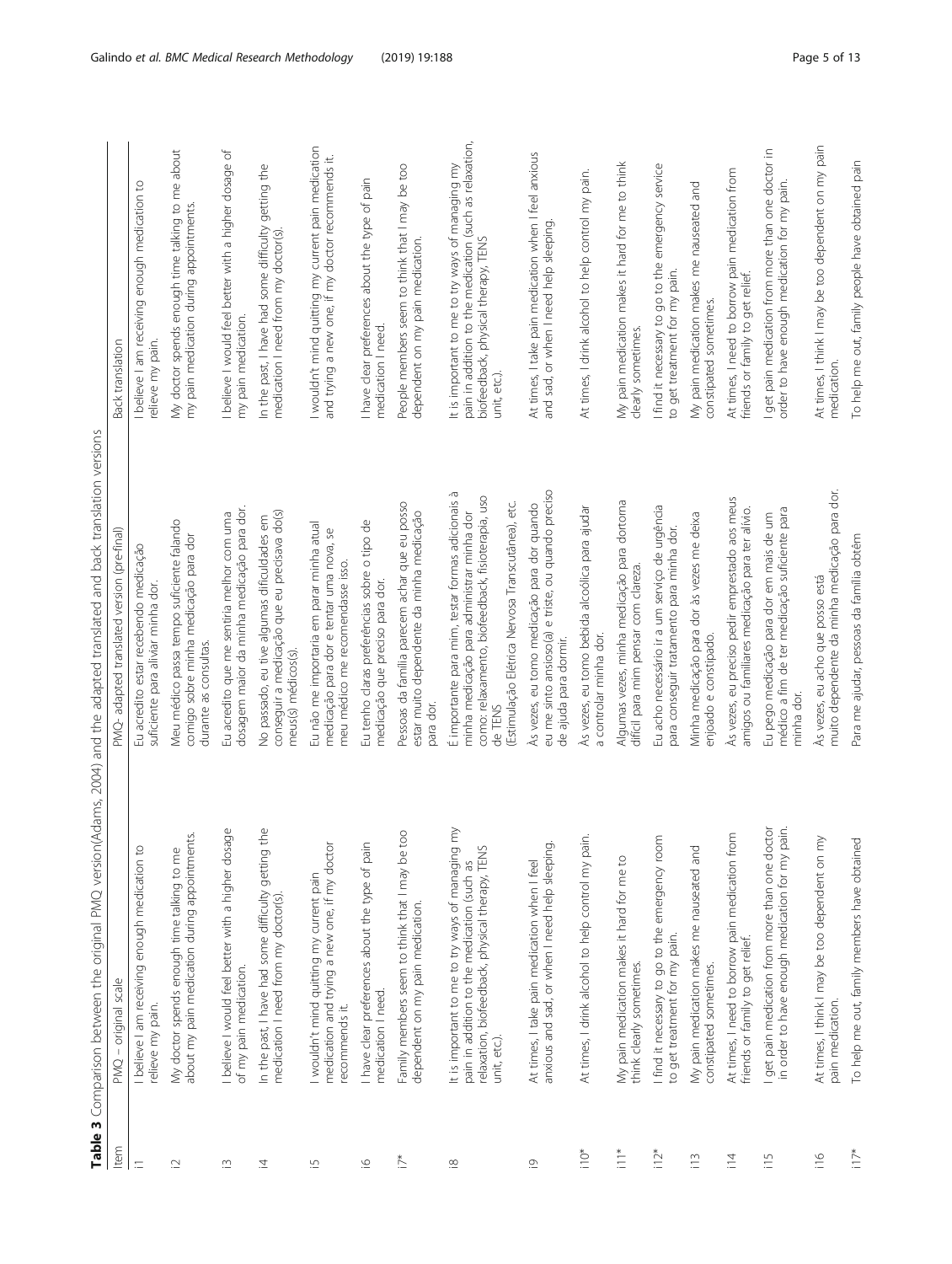**Table 3** Comparison between the original PMQ version(Adams, 2004) and the adapted translated and back translation versions

| Item | PMQ – original scale | PMQ- adapted translated version (pre-final) | Back translation |
|---|---|---|---|
| i1 | I believe I am receiving enough medication to relieve my pain. | Eu acredito estar recebendo medicação suficiente para aliviar minha dor. | I believe I am receiving enough medication to relieve my pain. |
| i2 | My doctor spends enough time talking to me about my pain medication during appointments. | Meu médico passa tempo suficiente falando comigo sobre minha medicação para dor durante as consultas. | My doctor spends enough time talking to me about my pain medication during appointments. |
| i3 | I believe I would feel better with a higher dosage of my pain medication. | Eu acredito que me sentiria melhor com uma dosagem maior da minha medicação para dor. | I believe I would feel better with a higher dosage of my pain medication. |
| i4 | In the past, I have had some difficulty getting the medication I need from my doctor(s). | No passado, eu tive algumas dificuldades em conseguir a medicação que eu precisava do(s) meu(s) médico(s). | In the past, I have had some difficulty getting the medication I need from my doctor(s). |
| i5 | I wouldn't mind quitting my current pain medication and trying a new one, if my doctor recommends it. | Eu não me importaria em parar minha atual medicação para dor e tentar uma nova, se meu médico me recomendasse isso. | I wouldn't mind quitting my current pain medication and trying a new one, if my doctor recommends it. |
| i6 | I have clear preferences about the type of pain medication I need. | Eu tenho claras preferências sobre o tipo de medicação que preciso para dor. | I have clear preferences about the type of pain medication I need. |
| i7* | Family members seem to think that I may be too dependent on my pain medication. | Pessoas da família parecem achar que eu posso estar muito dependente da minha medicação para dor. | People members seem to think that I may be too dependent on my pain medication. |
| i8 | It is important to me to try ways of managing my pain in addition to the medication (such as relaxation, biofeedback, physical therapy, TENS unit, etc.). | É importante para mim, testar formas adicionais à minha medicação para administrar minha dor como: relaxamento, biofeedback, fisioterapia, uso de TENS (Estimulação Elétrica Nervosa Transcutânea), etc. | It is important to me to try ways of managing my pain in addition to the medication (such as relaxation, biofeedback, physical therapy, TENS unit, etc.). |
| i9 | At times, I take pain medication when I feel anxious and sad, or when I need help sleeping. | Às vezes, eu tomo medicação para dor quando eu me sinto ansioso(a) e triste, ou quando preciso de ajuda para dormir. | At times, I take pain medication when I feel anxious and sad, or when I need help sleeping. |
| i10* | At times, I drink alcohol to help control my pain. | Às vezes, eu tomo bebida alcoólica para ajudar a controlar minha dor. | At times, I drink alcohol to help control my pain. |
| i11* | My pain medication makes it hard for me to think clearly sometimes. | Algumas vezes, minha medicação para dortorna difícil para mim pensar com clareza. | My pain medication makes it hard for me to think clearly sometimes. |
| i12* | I find it necessary to go to the emergency room to get treatment for my pain. | Eu acho necessário ir a um serviço de urgência para conseguir tratamento para minha dor. | I find it necessary to go to the emergency service to get treatment for my pain. |
| i13 | My pain medication makes me nauseated and constipated sometimes. | Minha medicação para dor às vezes me deixa enjoado e constipado. | My pain medication makes me nauseated and constipated sometimes. |
| i14 | At times, I need to borrow pain medication from friends or family to get relief. | Às vezes, eu preciso pedir emprestado aos meus amigos ou familiares medicação para ter alívio. | At times, I need to borrow pain medication from friends or family to get relief. |
| i15 | I get pain medication from more than one doctor in order to have enough medication for my pain. | Eu pego medicação para dor em mais de um médico a fim de ter medicação suficiente para minha dor. | I get pain medication from more than one doctor in order to have enough medication for my pain. |
| i16 | At times, I think I may be too dependent on my pain medication. | Às vezes, eu acho que posso está muito dependente da minha medicação para dor. | At times, I think I may be too dependent on my pain medication. |
| i17* | To help me out, family members have obtained | Para me ajudar, pessoas da família obtêm | To help me out, family people have obtained pain |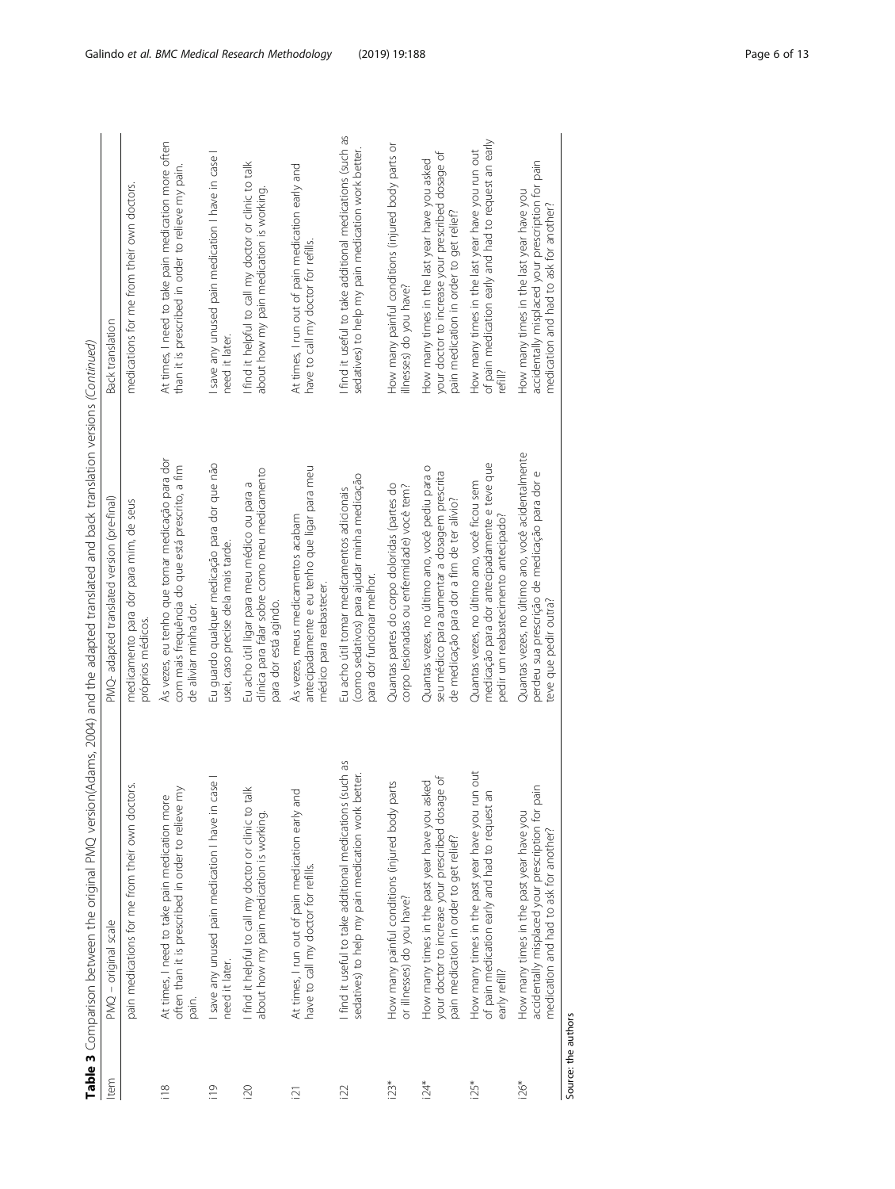**Table 3** Comparison between the original PMQ version(Adams, 2004) and the adapted translated and back translation versions *(Continued)*

| Item | PMQ – original scale | PMQ- adapted translated version (pre-final) | Back translation |
|---|---|---|---|
| | pain medications for me from their own doctors. | medicamento para dor para mim, de seus próprios médicos. | medications for me from their own doctors. |
| i18 | At times, I need to take pain medication more often than it is prescribed in order to relieve my pain. | Às vezes, eu tenho que tomar medicação para dor com mais frequência do que está prescrito, a fim de aliviar minha dor. | At times, I need to take pain medication more often than it is prescribed in order to relieve my pain. |
| i19 | I save any unused pain medication I have in case I need it later. | Eu guardo qualquer medicação para dor que não usei, caso precise dela mais tarde. | I save any unused pain medication I have in case I need it later. |
| i20 | I find it helpful to call my doctor or clinic to talk about how my pain medication is working. | Eu acho útil ligar para meu médico ou para a clínica para falar sobre como meu medicamento para dor está agindo. | I find it helpful to call my doctor or clinic to talk about how my pain medication is working. |
| i21 | At times, I run out of pain medication early and have to call my doctor for refills. | Às vezes, meus medicamentos acabam antecipadamente e eu tenho que ligar para meu médico para reabastecer. | At times, I run out of pain medication early and have to call my doctor for refills. |
| i22 | I find it useful to take additional medications (such as sedatives) to help my pain medication work better. | Eu acho útil tomar medicamentos adicionais (como sedativos) para ajudar minha medicação para dor funcionar melhor. | I find it useful to take additional medications (such as sedatives) to help my pain medication work better. |
| i23* | How many painful conditions (injured body parts or illnesses) do you have? | Quantas partes do corpo doloridas (partes do corpo lesionadas ou enfermidade) você tem? | How many painful conditions (injured body parts or illnesses) do you have? |
| i24* | How many times in the past year have you asked your doctor to increase your prescribed dosage of pain medication in order to get relief? | Quantas vezes, no último ano, você pediu para o seu médico para aumentar a dosagem prescrita de medicação para dor a fim de ter alívio? | How many times in the last year have you asked your doctor to increase your prescribed dosage of pain medication in order to get relief? |
| i25* | How many times in the past year have you run out of pain medication early and had to request an early refill? | Quantas vezes, no último ano, você ficou sem medicação para dor antecipadamente e teve que pedir um reabastecimento antecipado? | How many times in the last year have you run out of pain medication early and had to request an early refill? |
| i26* | How many times in the past year have you accidentally misplaced your prescription for pain medication and had to ask for another? | Quantas vezes, no último ano, você acidentalmente perdeu sua prescrição de medicação para dor e teve que pedir outra? | How many times in the last year have you accidentally misplaced your prescription for pain medication and had to ask for another? |

Source: the authors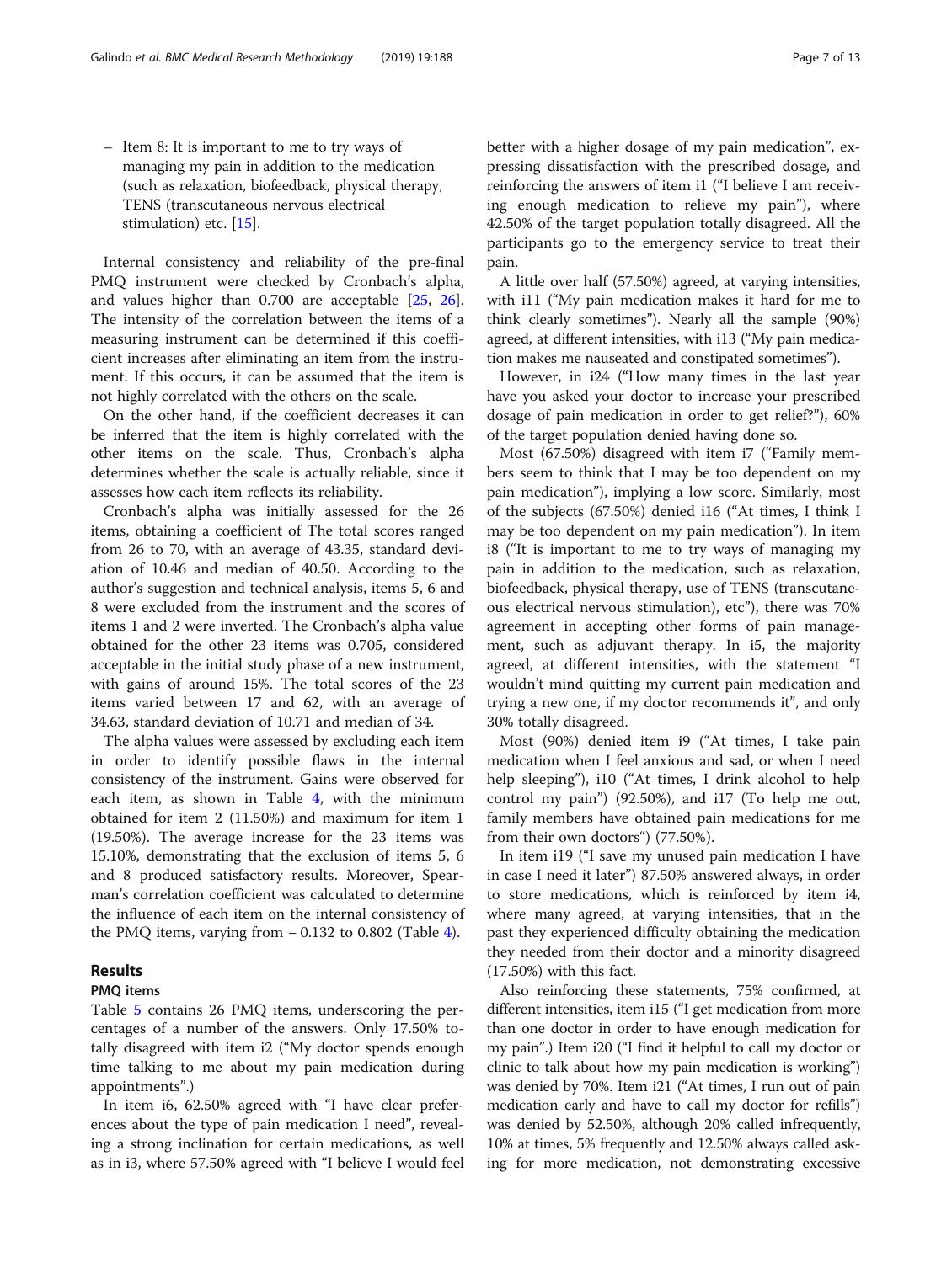– Item 8: It is important to me to try ways of managing my pain in addition to the medication (such as relaxation, biofeedback, physical therapy, TENS (transcutaneous nervous electrical stimulation) etc. [15].

Internal consistency and reliability of the pre-final PMQ instrument were checked by Cronbach's alpha, and values higher than 0.700 are acceptable [25, 26]. The intensity of the correlation between the items of a measuring instrument can be determined if this coefficient increases after eliminating an item from the instrument. If this occurs, it can be assumed that the item is not highly correlated with the others on the scale.

On the other hand, if the coefficient decreases it can be inferred that the item is highly correlated with the other items on the scale. Thus, Cronbach's alpha determines whether the scale is actually reliable, since it assesses how each item reflects its reliability.

Cronbach's alpha was initially assessed for the 26 items, obtaining a coefficient of The total scores ranged from 26 to 70, with an average of 43.35, standard deviation of 10.46 and median of 40.50. According to the author's suggestion and technical analysis, items 5, 6 and 8 were excluded from the instrument and the scores of items 1 and 2 were inverted. The Cronbach's alpha value obtained for the other 23 items was 0.705, considered acceptable in the initial study phase of a new instrument, with gains of around 15%. The total scores of the 23 items varied between 17 and 62, with an average of 34.63, standard deviation of 10.71 and median of 34.

The alpha values were assessed by excluding each item in order to identify possible flaws in the internal consistency of the instrument. Gains were observed for each item, as shown in Table 4, with the minimum obtained for item 2 (11.50%) and maximum for item 1 (19.50%). The average increase for the 23 items was 15.10%, demonstrating that the exclusion of items 5, 6 and 8 produced satisfactory results. Moreover, Spearman's correlation coefficient was calculated to determine the influence of each item on the internal consistency of the PMQ items, varying from – 0.132 to 0.802 (Table 4).

## Results

### PMQ items

Table 5 contains 26 PMQ items, underscoring the percentages of a number of the answers. Only 17.50% totally disagreed with item i2 ("My doctor spends enough time talking to me about my pain medication during appointments".)

In item i6, 62.50% agreed with "I have clear preferences about the type of pain medication I need", revealing a strong inclination for certain medications, as well as in i3, where 57.50% agreed with "I believe I would feel better with a higher dosage of my pain medication", expressing dissatisfaction with the prescribed dosage, and reinforcing the answers of item i1 ("I believe I am receiving enough medication to relieve my pain"), where 42.50% of the target population totally disagreed. All the participants go to the emergency service to treat their pain.

A little over half (57.50%) agreed, at varying intensities, with i11 ("My pain medication makes it hard for me to think clearly sometimes"). Nearly all the sample (90%) agreed, at different intensities, with i13 ("My pain medication makes me nauseated and constipated sometimes").

However, in i24 ("How many times in the last year have you asked your doctor to increase your prescribed dosage of pain medication in order to get relief?"), 60% of the target population denied having done so.

Most (67.50%) disagreed with item i7 ("Family members seem to think that I may be too dependent on my pain medication"), implying a low score. Similarly, most of the subjects (67.50%) denied i16 ("At times, I think I may be too dependent on my pain medication"). In item i8 ("It is important to me to try ways of managing my pain in addition to the medication, such as relaxation, biofeedback, physical therapy, use of TENS (transcutaneous electrical nervous stimulation), etc"), there was 70% agreement in accepting other forms of pain management, such as adjuvant therapy. In i5, the majority agreed, at different intensities, with the statement "I wouldn't mind quitting my current pain medication and trying a new one, if my doctor recommends it", and only 30% totally disagreed.

Most (90%) denied item i9 ("At times, I take pain medication when I feel anxious and sad, or when I need help sleeping"), i10 ("At times, I drink alcohol to help control my pain") (92.50%), and i17 (To help me out, family members have obtained pain medications for me from their own doctors") (77.50%).

In item i19 ("I save my unused pain medication I have in case I need it later") 87.50% answered always, in order to store medications, which is reinforced by item i4, where many agreed, at varying intensities, that in the past they experienced difficulty obtaining the medication they needed from their doctor and a minority disagreed (17.50%) with this fact.

Also reinforcing these statements, 75% confirmed, at different intensities, item i15 ("I get medication from more than one doctor in order to have enough medication for my pain".) Item i20 ("I find it helpful to call my doctor or clinic to talk about how my pain medication is working") was denied by 70%. Item i21 ("At times, I run out of pain medication early and have to call my doctor for refills") was denied by 52.50%, although 20% called infrequently, 10% at times, 5% frequently and 12.50% always called asking for more medication, not demonstrating excessive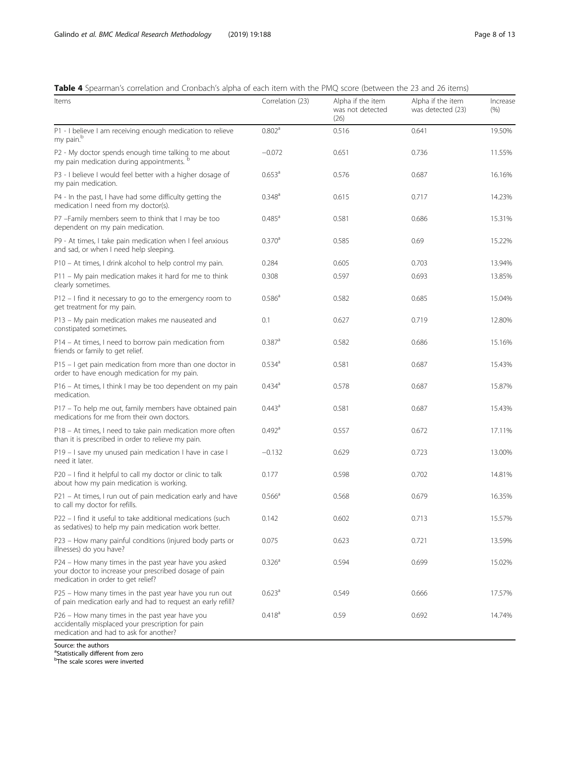**Table 4** Spearman's correlation and Cronbach's alpha of each item with the PMQ score (between the 23 and 26 items)

| Items | Correlation (23) | Alpha if the item was not detected (26) | Alpha if the item was detected (23) | Increase (%) |
|---|---|---|---|---|
| P1 - I believe I am receiving enough medication to relieve my pain.[b] | 0.802[a] | 0.516 | 0.641 | 19.50% |
| P2 - My doctor spends enough time talking to me about my pain medication during appointments. [b] | −0.072 | 0.651 | 0.736 | 11.55% |
| P3 - I believe I would feel better with a higher dosage of my pain medication. | 0.653[a] | 0.576 | 0.687 | 16.16% |
| P4 - In the past, I have had some difficulty getting the medication I need from my doctor(s). | 0.348[a] | 0.615 | 0.717 | 14.23% |
| P7 –Family members seem to think that I may be too dependent on my pain medication. | 0.485[a] | 0.581 | 0.686 | 15.31% |
| P9 - At times, I take pain medication when I feel anxious and sad, or when I need help sleeping. | 0.370[a] | 0.585 | 0.69 | 15.22% |
| P10 – At times, I drink alcohol to help control my pain. | 0.284 | 0.605 | 0.703 | 13.94% |
| P11 – My pain medication makes it hard for me to think clearly sometimes. | 0.308 | 0.597 | 0.693 | 13.85% |
| P12 – I find it necessary to go to the emergency room to get treatment for my pain. | 0.586[a] | 0.582 | 0.685 | 15.04% |
| P13 – My pain medication makes me nauseated and constipated sometimes. | 0.1 | 0.627 | 0.719 | 12.80% |
| P14 – At times, I need to borrow pain medication from friends or family to get relief. | 0.387[a] | 0.582 | 0.686 | 15.16% |
| P15 – I get pain medication from more than one doctor in order to have enough medication for my pain. | 0.534[a] | 0.581 | 0.687 | 15.43% |
| P16 – At times, I think I may be too dependent on my pain medication. | 0.434[a] | 0.578 | 0.687 | 15.87% |
| P17 – To help me out, family members have obtained pain medications for me from their own doctors. | 0.443[a] | 0.581 | 0.687 | 15.43% |
| P18 – At times, I need to take pain medication more often than it is prescribed in order to relieve my pain. | 0.492[a] | 0.557 | 0.672 | 17.11% |
| P19 – I save my unused pain medication I have in case I need it later. | −0.132 | 0.629 | 0.723 | 13.00% |
| P20 – I find it helpful to call my doctor or clinic to talk about how my pain medication is working. | 0.177 | 0.598 | 0.702 | 14.81% |
| P21 – At times, I run out of pain medication early and have to call my doctor for refills. | 0.566[a] | 0.568 | 0.679 | 16.35% |
| P22 – I find it useful to take additional medications (such as sedatives) to help my pain medication work better. | 0.142 | 0.602 | 0.713 | 15.57% |
| P23 – How many painful conditions (injured body parts or illnesses) do you have? | 0.075 | 0.623 | 0.721 | 13.59% |
| P24 – How many times in the past year have you asked your doctor to increase your prescribed dosage of pain medication in order to get relief? | 0.326[a] | 0.594 | 0.699 | 15.02% |
| P25 – How many times in the past year have you run out of pain medication early and had to request an early refill? | 0.623[a] | 0.549 | 0.666 | 17.57% |
| P26 – How many times in the past year have you accidentally misplaced your prescription for pain medication and had to ask for another? | 0.418[a] | 0.59 | 0.692 | 14.74% |

Source: the authors
[a]Statistically different from zero
[b]The scale scores were inverted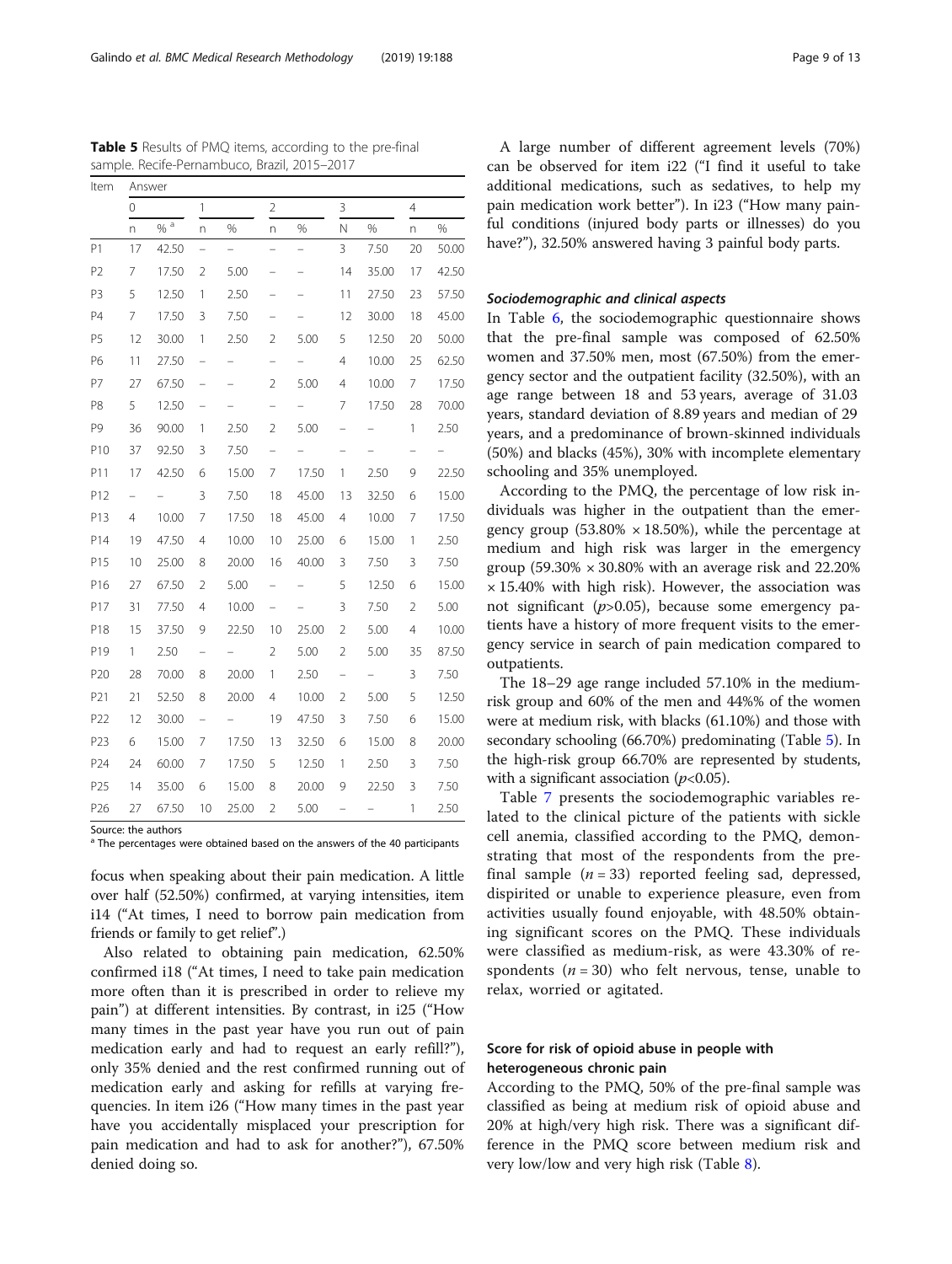**Table 5** Results of PMQ items, according to the pre-final sample. Recife-Pernambuco, Brazil, 2015–2017

| Item | Answer | | | | | | | | | |
|---|---|---|---|---|---|---|---|---|---|---|
| | 0 | | 1 | | 2 | | 3 | | 4 | |
| | n | % [a] | n | % | n | % | N | % | n | % |
| P1 | 17 | 42.50 | – | – | – | – | 3 | 7.50 | 20 | 50.00 |
| P2 | 7 | 17.50 | 2 | 5.00 | – | – | 14 | 35.00 | 17 | 42.50 |
| P3 | 5 | 12.50 | 1 | 2.50 | – | – | 11 | 27.50 | 23 | 57.50 |
| P4 | 7 | 17.50 | 3 | 7.50 | – | – | 12 | 30.00 | 18 | 45.00 |
| P5 | 12 | 30.00 | 1 | 2.50 | 2 | 5.00 | 5 | 12.50 | 20 | 50.00 |
| P6 | 11 | 27.50 | – | – | – | – | 4 | 10.00 | 25 | 62.50 |
| P7 | 27 | 67.50 | – | – | 2 | 5.00 | 4 | 10.00 | 7 | 17.50 |
| P8 | 5 | 12.50 | – | – | – | – | 7 | 17.50 | 28 | 70.00 |
| P9 | 36 | 90.00 | 1 | 2.50 | 2 | 5.00 | – | – | 1 | 2.50 |
| P10 | 37 | 92.50 | 3 | 7.50 | – | – | – | – | – | – |
| P11 | 17 | 42.50 | 6 | 15.00 | 7 | 17.50 | 1 | 2.50 | 9 | 22.50 |
| P12 | – | – | 3 | 7.50 | 18 | 45.00 | 13 | 32.50 | 6 | 15.00 |
| P13 | 4 | 10.00 | 7 | 17.50 | 18 | 45.00 | 4 | 10.00 | 7 | 17.50 |
| P14 | 19 | 47.50 | 4 | 10.00 | 10 | 25.00 | 6 | 15.00 | 1 | 2.50 |
| P15 | 10 | 25.00 | 8 | 20.00 | 16 | 40.00 | 3 | 7.50 | 3 | 7.50 |
| P16 | 27 | 67.50 | 2 | 5.00 | – | – | 5 | 12.50 | 6 | 15.00 |
| P17 | 31 | 77.50 | 4 | 10.00 | – | – | 3 | 7.50 | 2 | 5.00 |
| P18 | 15 | 37.50 | 9 | 22.50 | 10 | 25.00 | 2 | 5.00 | 4 | 10.00 |
| P19 | 1 | 2.50 | – | – | 2 | 5.00 | 2 | 5.00 | 35 | 87.50 |
| P20 | 28 | 70.00 | 8 | 20.00 | 1 | 2.50 | – | – | 3 | 7.50 |
| P21 | 21 | 52.50 | 8 | 20.00 | 4 | 10.00 | 2 | 5.00 | 5 | 12.50 |
| P22 | 12 | 30.00 | – | – | 19 | 47.50 | 3 | 7.50 | 6 | 15.00 |
| P23 | 6 | 15.00 | 7 | 17.50 | 13 | 32.50 | 6 | 15.00 | 8 | 20.00 |
| P24 | 24 | 60.00 | 7 | 17.50 | 5 | 12.50 | 1 | 2.50 | 3 | 7.50 |
| P25 | 14 | 35.00 | 6 | 15.00 | 8 | 20.00 | 9 | 22.50 | 3 | 7.50 |
| P26 | 27 | 67.50 | 10 | 25.00 | 2 | 5.00 | – | – | 1 | 2.50 |

Source: the authors
[a] The percentages were obtained based on the answers of the 40 participants

focus when speaking about their pain medication. A little over half (52.50%) confirmed, at varying intensities, item i14 ("At times, I need to borrow pain medication from friends or family to get relief".)

Also related to obtaining pain medication, 62.50% confirmed i18 ("At times, I need to take pain medication more often than it is prescribed in order to relieve my pain") at different intensities. By contrast, in i25 ("How many times in the past year have you run out of pain medication early and had to request an early refill?"), only 35% denied and the rest confirmed running out of medication early and asking for refills at varying frequencies. In item i26 ("How many times in the past year have you accidentally misplaced your prescription for pain medication and had to ask for another?"), 67.50% denied doing so.

A large number of different agreement levels (70%) can be observed for item i22 ("I find it useful to take additional medications, such as sedatives, to help my pain medication work better"). In i23 ("How many painful conditions (injured body parts or illnesses) do you have?"), 32.50% answered having 3 painful body parts.

#### *Sociodemographic and clinical aspects*

In Table 6, the sociodemographic questionnaire shows that the pre-final sample was composed of 62.50% women and 37.50% men, most (67.50%) from the emergency sector and the outpatient facility (32.50%), with an age range between 18 and 53 years, average of 31.03 years, standard deviation of 8.89 years and median of 29 years, and a predominance of brown-skinned individuals (50%) and blacks (45%), 30% with incomplete elementary schooling and 35% unemployed.

According to the PMQ, the percentage of low risk individuals was higher in the outpatient than the emergency group (53.80% × 18.50%), while the percentage at medium and high risk was larger in the emergency group (59.30% × 30.80% with an average risk and 22.20% × 15.40% with high risk). However, the association was not significant ($p$>0.05), because some emergency patients have a history of more frequent visits to the emergency service in search of pain medication compared to outpatients.

The 18–29 age range included 57.10% in the medium-risk group and 60% of the men and 44%% of the women were at medium risk, with blacks (61.10%) and those with secondary schooling (66.70%) predominating (Table 5). In the high-risk group 66.70% are represented by students, with a significant association ($p$<0.05).

Table 7 presents the sociodemographic variables related to the clinical picture of the patients with sickle cell anemia, classified according to the PMQ, demonstrating that most of the respondents from the pre-final sample ($n$ = 33) reported feeling sad, depressed, dispirited or unable to experience pleasure, even from activities usually found enjoyable, with 48.50% obtaining significant scores on the PMQ. These individuals were classified as medium-risk, as were 43.30% of respondents ($n$ = 30) who felt nervous, tense, unable to relax, worried or agitated.

### Score for risk of opioid abuse in people with heterogeneous chronic pain

According to the PMQ, 50% of the pre-final sample was classified as being at medium risk of opioid abuse and 20% at high/very high risk. There was a significant difference in the PMQ score between medium risk and very low/low and very high risk (Table 8).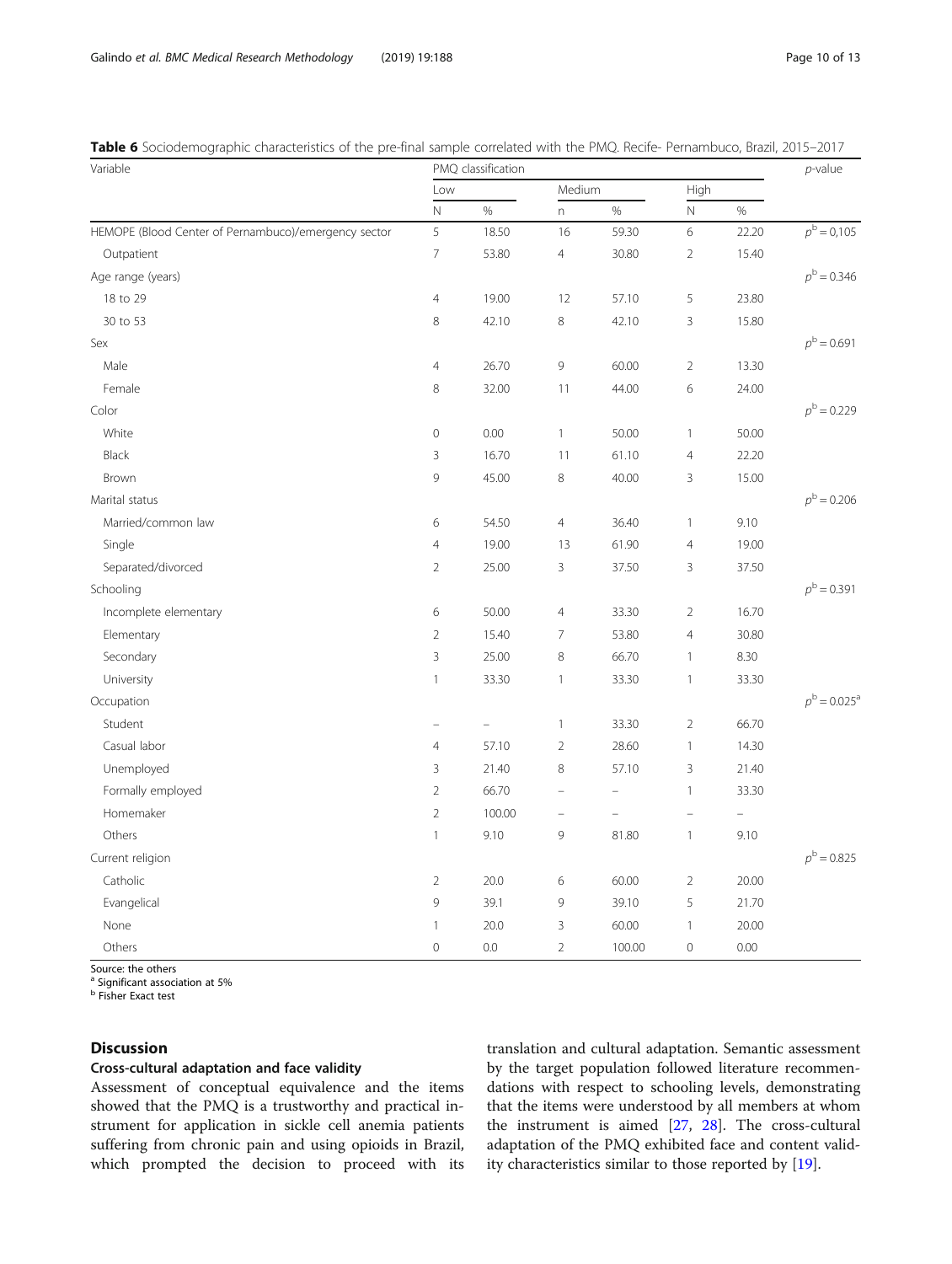**Table 6** Sociodemographic characteristics of the pre-final sample correlated with the PMQ. Recife- Pernambuco, Brazil, 2015–2017

| Variable | PMQ classification | | | | | | *p*-value |
|---|---|---|---|---|---|---|---|
| | Low | | Medium | | High | | |
| | N | % | n | % | N | % | |
| HEMOPE (Blood Center of Pernambuco)/emergency sector | 5 | 18.50 | 16 | 59.30 | 6 | 22.20 | $p^{b} = 0{,}105$ |
| Outpatient | 7 | 53.80 | 4 | 30.80 | 2 | 15.40 | |
| Age range (years) | | | | | | | $p^{b} = 0.346$ |
| 18 to 29 | 4 | 19.00 | 12 | 57.10 | 5 | 23.80 | |
| 30 to 53 | 8 | 42.10 | 8 | 42.10 | 3 | 15.80 | |
| Sex | | | | | | | $p^{b} = 0.691$ |
| Male | 4 | 26.70 | 9 | 60.00 | 2 | 13.30 | |
| Female | 8 | 32.00 | 11 | 44.00 | 6 | 24.00 | |
| Color | | | | | | | $p^{b} = 0.229$ |
| White | 0 | 0.00 | 1 | 50.00 | 1 | 50.00 | |
| Black | 3 | 16.70 | 11 | 61.10 | 4 | 22.20 | |
| Brown | 9 | 45.00 | 8 | 40.00 | 3 | 15.00 | |
| Marital status | | | | | | | $p^{b} = 0.206$ |
| Married/common law | 6 | 54.50 | 4 | 36.40 | 1 | 9.10 | |
| Single | 4 | 19.00 | 13 | 61.90 | 4 | 19.00 | |
| Separated/divorced | 2 | 25.00 | 3 | 37.50 | 3 | 37.50 | |
| Schooling | | | | | | | $p^{b} = 0.391$ |
| Incomplete elementary | 6 | 50.00 | 4 | 33.30 | 2 | 16.70 | |
| Elementary | 2 | 15.40 | 7 | 53.80 | 4 | 30.80 | |
| Secondary | 3 | 25.00 | 8 | 66.70 | 1 | 8.30 | |
| University | 1 | 33.30 | 1 | 33.30 | 1 | 33.30 | |
| Occupation | | | | | | | $p^{b} = 0.025^{a}$ |
| Student | – | – | 1 | 33.30 | 2 | 66.70 | |
| Casual labor | 4 | 57.10 | 2 | 28.60 | 1 | 14.30 | |
| Unemployed | 3 | 21.40 | 8 | 57.10 | 3 | 21.40 | |
| Formally employed | 2 | 66.70 | – | – | 1 | 33.30 | |
| Homemaker | 2 | 100.00 | – | – | – | – | |
| Others | 1 | 9.10 | 9 | 81.80 | 1 | 9.10 | |
| Current religion | | | | | | | $p^{b} = 0.825$ |
| Catholic | 2 | 20.0 | 6 | 60.00 | 2 | 20.00 | |
| Evangelical | 9 | 39.1 | 9 | 39.10 | 5 | 21.70 | |
| None | 1 | 20.0 | 3 | 60.00 | 1 | 20.00 | |
| Others | 0 | 0.0 | 2 | 100.00 | 0 | 0.00 | |

Source: the others
[a] Significant association at 5%
[b] Fisher Exact test

## Discussion

### Cross-cultural adaptation and face validity

Assessment of conceptual equivalence and the items showed that the PMQ is a trustworthy and practical instrument for application in sickle cell anemia patients suffering from chronic pain and using opioids in Brazil, which prompted the decision to proceed with its translation and cultural adaptation. Semantic assessment by the target population followed literature recommendations with respect to schooling levels, demonstrating that the items were understood by all members at whom the instrument is aimed [27, 28]. The cross-cultural adaptation of the PMQ exhibited face and content validity characteristics similar to those reported by [19].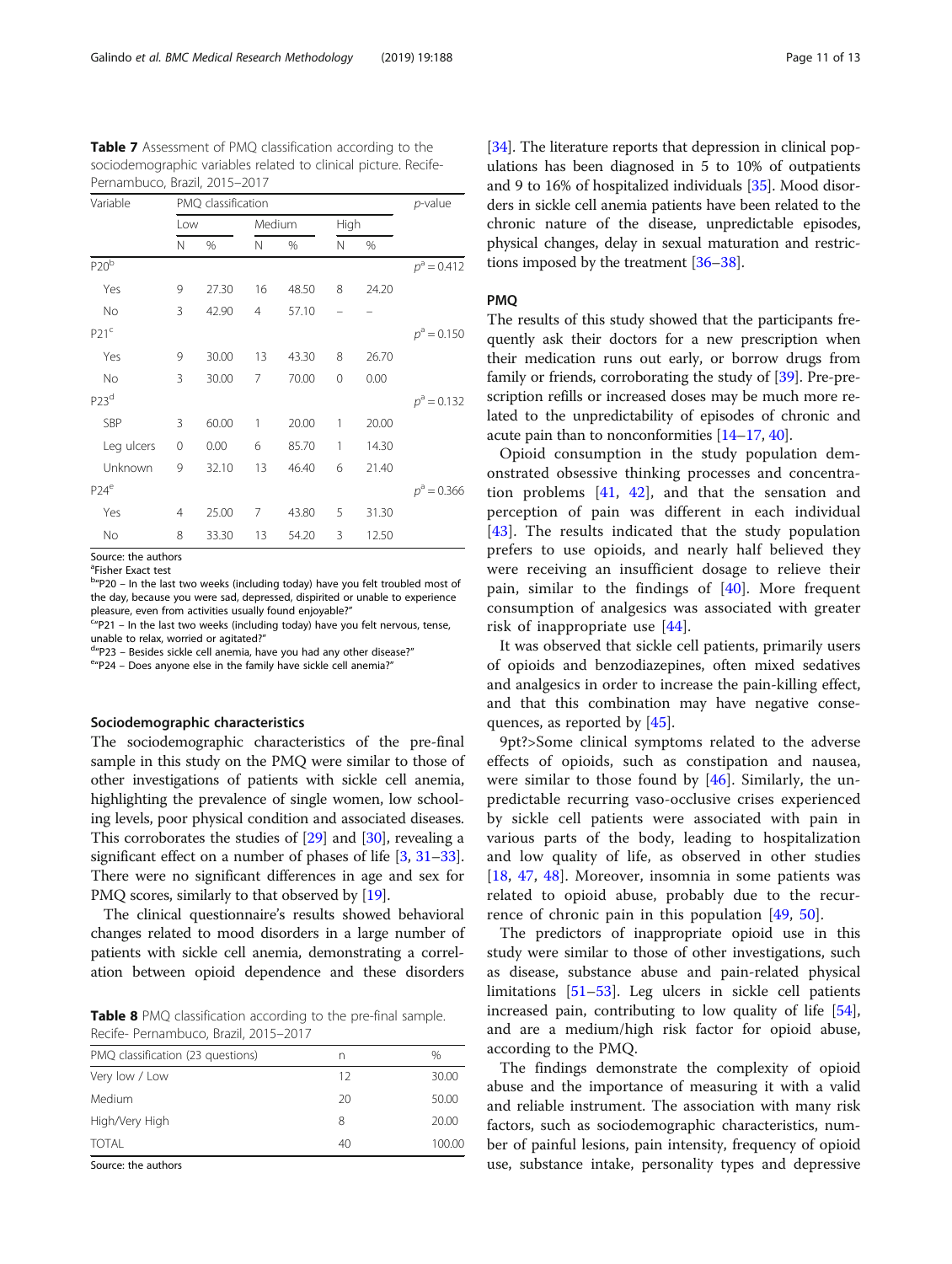**Table 7** Assessment of PMQ classification according to the sociodemographic variables related to clinical picture. Recife-Pernambuco, Brazil, 2015–2017

| Variable | PMQ classification | | | | | | p-value |
|---|---|---|---|---|---|---|---|
| | Low | | Medium | | High | | |
| | N | % | N | % | N | % | |
| P20[b] | | | | | | | $p^a = 0.412$ |
| Yes | 9 | 27.30 | 16 | 48.50 | 8 | 24.20 | |
| No | 3 | 42.90 | 4 | 57.10 | – | – | |
| P21[c] | | | | | | | $p^a = 0.150$ |
| Yes | 9 | 30.00 | 13 | 43.30 | 8 | 26.70 | |
| No | 3 | 30.00 | 7 | 70.00 | 0 | 0.00 | |
| P23[d] | | | | | | | $p^a = 0.132$ |
| SBP | 3 | 60.00 | 1 | 20.00 | 1 | 20.00 | |
| Leg ulcers | 0 | 0.00 | 6 | 85.70 | 1 | 14.30 | |
| Unknown | 9 | 32.10 | 13 | 46.40 | 6 | 21.40 | |
| P24[e] | | | | | | | $p^a = 0.366$ |
| Yes | 4 | 25.00 | 7 | 43.80 | 5 | 31.30 | |
| No | 8 | 33.30 | 13 | 54.20 | 3 | 12.50 | |

Source: the authors
[a]Fisher Exact test
[b]"P20 – In the last two weeks (including today) have you felt troubled most of the day, because you were sad, depressed, dispirited or unable to experience pleasure, even from activities usually found enjoyable?"
[c]"P21 – In the last two weeks (including today) have you felt nervous, tense, unable to relax, worried or agitated?"
[d]"P23 – Besides sickle cell anemia, have you had any other disease?"
[e]"P24 – Does anyone else in the family have sickle cell anemia?"

### Sociodemographic characteristics

The sociodemographic characteristics of the pre-final sample in this study on the PMQ were similar to those of other investigations of patients with sickle cell anemia, highlighting the prevalence of single women, low schooling levels, poor physical condition and associated diseases. This corroborates the studies of [29] and [30], revealing a significant effect on a number of phases of life [3, 31–33]. There were no significant differences in age and sex for PMQ scores, similarly to that observed by [19].

The clinical questionnaire's results showed behavioral changes related to mood disorders in a large number of patients with sickle cell anemia, demonstrating a correlation between opioid dependence and these disorders [34]. The literature reports that depression in clinical populations has been diagnosed in 5 to 10% of outpatients and 9 to 16% of hospitalized individuals [35]. Mood disorders in sickle cell anemia patients have been related to the chronic nature of the disease, unpredictable episodes, physical changes, delay in sexual maturation and restrictions imposed by the treatment [36–38].

**Table 8** PMQ classification according to the pre-final sample. Recife- Pernambuco, Brazil, 2015–2017

| PMQ classification (23 questions) | n | % |
|---|---|---|
| Very low / Low | 12 | 30.00 |
| Medium | 20 | 50.00 |
| High/Very High | 8 | 20.00 |
| TOTAL | 40 | 100.00 |

Source: the authors

### PMQ

The results of this study showed that the participants frequently ask their doctors for a new prescription when their medication runs out early, or borrow drugs from family or friends, corroborating the study of [39]. Pre-prescription refills or increased doses may be much more related to the unpredictability of episodes of chronic and acute pain than to nonconformities [14–17, 40].

Opioid consumption in the study population demonstrated obsessive thinking processes and concentration problems [41, 42], and that the sensation and perception of pain was different in each individual [43]. The results indicated that the study population prefers to use opioids, and nearly half believed they were receiving an insufficient dosage to relieve their pain, similar to the findings of [40]. More frequent consumption of analgesics was associated with greater risk of inappropriate use [44].

It was observed that sickle cell patients, primarily users of opioids and benzodiazepines, often mixed sedatives and analgesics in order to increase the pain-killing effect, and that this combination may have negative consequences, as reported by [45].

9pt?>Some clinical symptoms related to the adverse effects of opioids, such as constipation and nausea, were similar to those found by [46]. Similarly, the unpredictable recurring vaso-occlusive crises experienced by sickle cell patients were associated with pain in various parts of the body, leading to hospitalization and low quality of life, as observed in other studies [18, 47, 48]. Moreover, insomnia in some patients was related to opioid abuse, probably due to the recurrence of chronic pain in this population [49, 50].

The predictors of inappropriate opioid use in this study were similar to those of other investigations, such as disease, substance abuse and pain-related physical limitations [51–53]. Leg ulcers in sickle cell patients increased pain, contributing to low quality of life [54], and are a medium/high risk factor for opioid abuse, according to the PMQ.

The findings demonstrate the complexity of opioid abuse and the importance of measuring it with a valid and reliable instrument. The association with many risk factors, such as sociodemographic characteristics, number of painful lesions, pain intensity, frequency of opioid use, substance intake, personality types and depressive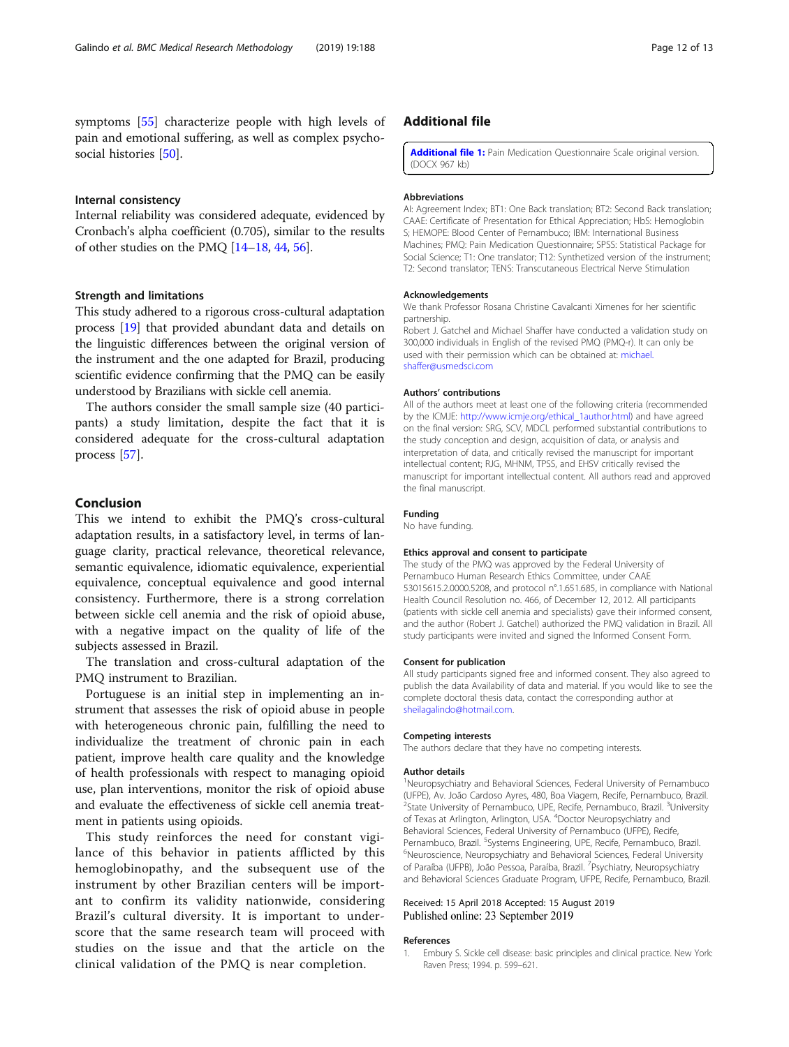symptoms [55] characterize people with high levels of pain and emotional suffering, as well as complex psychosocial histories [50].

### Internal consistency

Internal reliability was considered adequate, evidenced by Cronbach's alpha coefficient (0.705), similar to the results of other studies on the PMQ [14–18, 44, 56].

### Strength and limitations

This study adhered to a rigorous cross-cultural adaptation process [19] that provided abundant data and details on the linguistic differences between the original version of the instrument and the one adapted for Brazil, producing scientific evidence confirming that the PMQ can be easily understood by Brazilians with sickle cell anemia.

The authors consider the small sample size (40 participants) a study limitation, despite the fact that it is considered adequate for the cross-cultural adaptation process [57].

## Conclusion

This we intend to exhibit the PMQ's cross-cultural adaptation results, in a satisfactory level, in terms of language clarity, practical relevance, theoretical relevance, semantic equivalence, idiomatic equivalence, experiential equivalence, conceptual equivalence and good internal consistency. Furthermore, there is a strong correlation between sickle cell anemia and the risk of opioid abuse, with a negative impact on the quality of life of the subjects assessed in Brazil.

The translation and cross-cultural adaptation of the PMQ instrument to Brazilian.

Portuguese is an initial step in implementing an instrument that assesses the risk of opioid abuse in people with heterogeneous chronic pain, fulfilling the need to individualize the treatment of chronic pain in each patient, improve health care quality and the knowledge of health professionals with respect to managing opioid use, plan interventions, monitor the risk of opioid abuse and evaluate the effectiveness of sickle cell anemia treatment in patients using opioids.

This study reinforces the need for constant vigilance of this behavior in patients afflicted by this hemoglobinopathy, and the subsequent use of the instrument by other Brazilian centers will be important to confirm its validity nationwide, considering Brazil's cultural diversity. It is important to underscore that the same research team will proceed with studies on the issue and that the article on the clinical validation of the PMQ is near completion.

## Additional file

**Additional file 1:** Pain Medication Questionnaire Scale original version. (DOCX 967 kb)

#### Abbreviations

AI: Agreement Index; BT1: One Back translation; BT2: Second Back translation; CAAE: Certificate of Presentation for Ethical Appreciation; HbS: Hemoglobin S; HEMOPE: Blood Center of Pernambuco; IBM: International Business Machines; PMQ: Pain Medication Questionnaire; SPSS: Statistical Package for Social Science; T1: One translator; T12: Synthetized version of the instrument; T2: Second translator; TENS: Transcutaneous Electrical Nerve Stimulation

#### Acknowledgements

We thank Professor Rosana Christine Cavalcanti Ximenes for her scientific partnership.

Robert J. Gatchel and Michael Shaffer have conducted a validation study on 300,000 individuals in English of the revised PMQ (PMQ-r). It can only be used with their permission which can be obtained at: michael.shaffer@usmedsci.com

#### Authors' contributions

All of the authors meet at least one of the following criteria (recommended by the ICMJE: http://www.icmje.org/ethical_1author.html) and have agreed on the final version: SRG, SCV, MDCL performed substantial contributions to the study conception and design, acquisition of data, or analysis and interpretation of data, and critically revised the manuscript for important intellectual content; RJG, MHNM, TPSS, and EHSV critically revised the manuscript for important intellectual content. All authors read and approved the final manuscript.

#### Funding

No have funding.

#### Ethics approval and consent to participate

The study of the PMQ was approved by the Federal University of Pernambuco Human Research Ethics Committee, under CAAE 53015615.2.0000.5208, and protocol n°.1.651.685, in compliance with National Health Council Resolution no. 466, of December 12, 2012. All participants (patients with sickle cell anemia and specialists) gave their informed consent, and the author (Robert J. Gatchel) authorized the PMQ validation in Brazil. All study participants were invited and signed the Informed Consent Form.

#### Consent for publication

All study participants signed free and informed consent. They also agreed to publish the data Availability of data and material. If you would like to see the complete doctoral thesis data, contact the corresponding author at sheilagalindo@hotmail.com.

#### Competing interests

The authors declare that they have no competing interests.

#### Author details

[1]Neuropsychiatry and Behavioral Sciences, Federal University of Pernambuco (UFPE), Av. João Cardoso Ayres, 480, Boa Viagem, Recife, Pernambuco, Brazil. [2]State University of Pernambuco, UPE, Recife, Pernambuco, Brazil. [3]University of Texas at Arlington, Arlington, USA. [4]Doctor Neuropsychiatry and Behavioral Sciences, Federal University of Pernambuco (UFPE), Recife, Pernambuco, Brazil. [5]Systems Engineering, UPE, Recife, Pernambuco, Brazil. [6]Neuroscience, Neuropsychiatry and Behavioral Sciences, Federal University of Paraíba (UFPB), João Pessoa, Paraíba, Brazil. [7]Psychiatry, Neuropsychiatry and Behavioral Sciences Graduate Program, UFPE, Recife, Pernambuco, Brazil.

Received: 15 April 2018 Accepted: 15 August 2019
Published online: 23 September 2019

#### References

1. Embury S. Sickle cell disease: basic principles and clinical practice. New York: Raven Press; 1994. p. 599–621.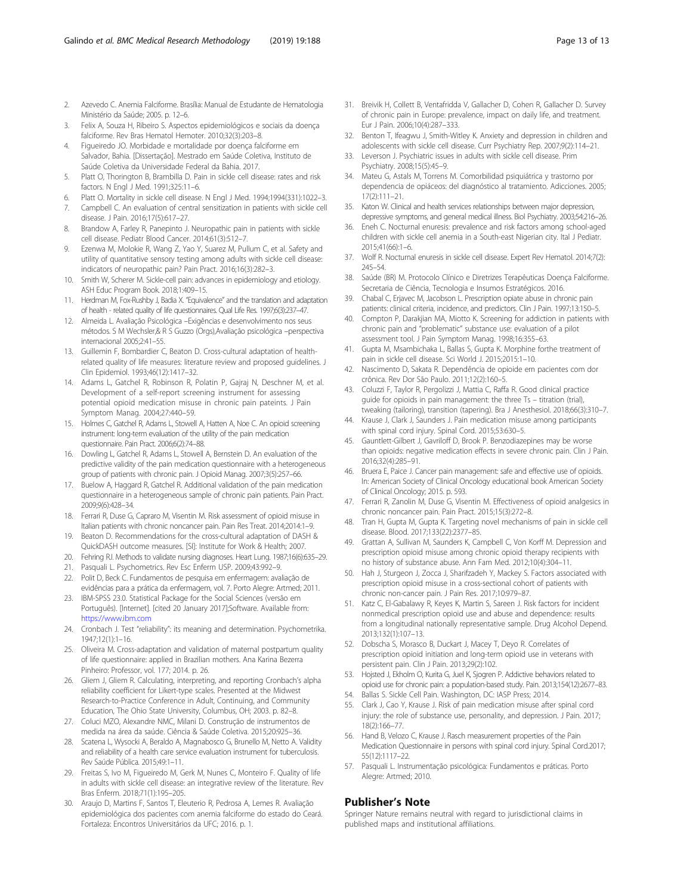2. Azevedo C. Anemia Falciforme. Brasília: Manual de Estudante de Hematologia Ministério da Saúde; 2005. p. 12–6.
3. Felix A, Souza H, Ribeiro S. Aspectos epidemiológicos e sociais da doença falciforme. Rev Bras Hematol Hemoter. 2010;32(3):203–8.
4. Figueiredo JO. Morbidade e mortalidade por doença falciforme em Salvador, Bahia. [Dissertação]. Mestrado em Saúde Coletiva, Instituto de Saúde Coletiva da Universidade Federal da Bahia. 2017.
5. Platt O, Thorington B, Brambilla D. Pain in sickle cell disease: rates and risk factors. N Engl J Med. 1991;325:11–6.
6. Platt O. Mortality in sickle cell disease. N Engl J Med. 1994;1994(331):1022–3.
7. Campbell C. An evaluation of central sensitization in patients with sickle cell disease. J Pain. 2016;17(5):617–27.
8. Brandow A, Farley R, Panepinto J. Neuropathic pain in patients with sickle cell disease. Pediatr Blood Cancer. 2014;61(3):512–7.
9. Ezenwa M, Molokie R, Wang Z, Yao Y, Suarez M, Pullum C, et al. Safety and utility of quantitative sensory testing among adults with sickle cell disease: indicators of neuropathic pain? Pain Pract. 2016;16(3):282–3.
10. Smith W, Scherer M. Sickle-cell pain: advances in epidemiology and etiology. ASH Educ Program Book. 2018;1:409–15.
11. Herdman M, Fox-Rushby J, Badia X. "Equivalence" and the translation and adaptation of health - related quality of life questionnaires. Qual Life Res. 1997;6(3):237–47.
12. Almeida L. Avaliação Psicológica –Exigências e desenvolvimento nos seus métodos. S M Wechsler,& R S Guzzo (Orgs),Avaliação psicológica –perspectiva internacional 2005;2:41–55.
13. Guillemin F, Bombardier C, Beaton D. Cross-cultural adaptation of health-related quality of life measures: literature review and proposed guidelines. J Clin Epidemiol. 1993;46(12):1417–32.
14. Adams L, Gatchel R, Robinson R, Polatin P, Gajraj N, Deschner M, et al. Development of a self-report screening instrument for assessing potential opioid medication misuse in chronic pain pateints. J Pain Symptom Manag. 2004;27:440–59.
15. Holmes C, Gatchel R, Adams L, Stowell A, Hatten A, Noe C. An opioid screening instrument: long-term evaluation of the utility of the pain medication questionnaire. Pain Pract. 2006;6(2):74–88.
16. Dowling L, Gatchel R, Adams L, Stowell A, Bernstein D. An evaluation of the predictive validity of the pain medication questionnaire with a heterogeneous group of patients with chronic pain. J Opioid Manag. 2007;3(5):257–66.
17. Buelow A, Haggard R, Gatchel R. Additional validation of the pain medication questionnaire in a heterogeneous sample of chronic pain patients. Pain Pract. 2009;9(6):428–34.
18. Ferrari R, Duse G, Capraro M, Visentin M. Risk assessment of opioid misuse in Italian patients with chronic noncancer pain. Pain Res Treat. 2014;2014:1–9.
19. Beaton D. Recommendations for the cross-cultural adaptation of DASH & QuickDASH outcome measures. [SI]: Institute for Work & Health; 2007.
20. Fehring RJ. Methods to validate nursing diagnoses. Heart Lung. 1987;16(6):635–29.
21. Pasquali L. Psychometrics. Rev Esc Enferm USP. 2009;43:992–9.
22. Polit D, Beck C. Fundamentos de pesquisa em enfermagem: avaliação de evidências para a prática da enfermagem, vol. 7. Porto Alegre: Artmed; 2011.
23. IBM-SPSS 23.0. Statistical Package for the Social Sciences (versão em Português). [Internet]. [cited 20 January 2017];Software. Available from: https://www.ibm.com
24. Cronbach J. Test "reliability": its meaning and determination. Psychometrika. 1947;12(1):1–16.
25. Oliveira M. Cross-adaptation and validation of maternal postpartum quality of life questionnaire: applied in Brazilian mothers. Ana Karina Bezerra Pinheiro: Professor, vol. 177; 2014. p. 26.
26. Gliem J, Gliem R. Calculating, interpreting, and reporting Cronbach's alpha reliability coefficient for Likert-type scales. Presented at the Midwest Research-to-Practice Conference in Adult, Continuing, and Community Education, The Ohio State University, Columbus, OH; 2003. p. 82–8.
27. Coluci MZO, Alexandre NMC, Milani D. Construção de instrumentos de medida na área da saúde. Ciência & Saúde Coletiva. 2015;20:925–36.
28. Scatena L, Wysocki A, Beraldo A, Magnabosco G, Brunello M, Netto A. Validity and reliability of a health care service evaluation instrument for tuberculosis. Rev Saúde Pública. 2015;49:1–11.
29. Freitas S, Ivo M, Figueiredo M, Gerk M, Nunes C, Monteiro F. Quality of life in adults with sickle cell disease: an integrative review of the literature. Rev Bras Enferm. 2018;71(1):195–205.
30. Araujo D, Martins F, Santos T, Eleuterio R, Pedrosa A, Lemes R. Avaliação epidemiológica dos pacientes com anemia falciforme do estado do Ceará. Fortaleza: Encontros Universitários da UFC; 2016. p. 1.
31. Breivik H, Collett B, Ventafridda V, Gallacher D, Cohen R, Gallacher D. Survey of chronic pain in Europe: prevalence, impact on daily life, and treatment. Eur J Pain. 2006;10(4):287–333.
32. Benton T, Ifeagwu J, Smith-Witley K. Anxiety and depression in children and adolescents with sickle cell disease. Curr Psychiatry Rep. 2007;9(2):114–21.
33. Leverson J. Psychiatric issues in adults with sickle cell disease. Prim Psychiatry. 2008;15(5):45–9.
34. Mateu G, Astals M, Torrens M. Comorbilidad psiquiátrica y trastorno por dependencia de opiáceos: del diagnóstico al tratamiento. Adicciones. 2005;17(2):111–21.
35. Katon W. Clinical and health services relationships between major depression, depressive symptoms, and general medical illness. Biol Psychiatry. 2003;54:216–26.
36. Eneh C. Nocturnal enuresis: prevalence and risk factors among school-aged children with sickle cell anemia in a South-east Nigerian city. Ital J Pediatr. 2015;41(66):1–6.
37. Wolf R. Nocturnal enuresis in sickle cell disease. Expert Rev Hematol. 2014;7(2):245–54.
38. Saúde (BR) M. Protocolo Clínico e Diretrizes Terapêuticas Doença Falciforme. Secretaria de Ciência, Tecnologia e Insumos Estratégicos. 2016.
39. Chabal C, Erjavec M, Jacobson L. Prescription opiate abuse in chronic pain patients: clinical criteria, incidence, and predictors. Clin J Pain. 1997;13:150–5.
40. Compton P, Darakjian MA, Miotto K. Screening for addiction in patients with chronic pain and "problematic" substance use: evaluation of a pilot assessment tool. J Pain Symptom Manag. 1998;16:355–63.
41. Gupta M, Msambichaka L, Ballas S, Gupta K. Morphine forthe treatment of pain in sickle cell disease. Sci World J. 2015;2015:1–10.
42. Nascimento D, Sakata R. Dependência de opioide em pacientes com dor crônica. Rev Dor São Paulo. 2011;12(2):160–5.
43. Coluzzi F, Taylor R, Pergolizzi J, Mattia C, Raffa R. Good clinical practice guide for opioids in pain management: the three Ts – titration (trial), tweaking (tailoring), transition (tapering). Bra J Anesthesiol. 2018;66(3):310–7.
44. Krause J, Clark J, Saunders J. Pain medication misuse among participants with spinal cord injury. Spinal Cord. 2015;53:630–5.
45. Gauntlett-Gilbert J, Gavriloff D, Brook P. Benzodiazepines may be worse than opioids: negative medication effects in severe chronic pain. Clin J Pain. 2016;32(4):285–91.
46. Bruera E, Paice J. Cancer pain management: safe and effective use of opioids. In: American Society of Clinical Oncology educational book American Society of Clinical Oncology; 2015. p. 593.
47. Ferrari R, Zanolin M, Duse G, Visentin M. Effectiveness of opioid analgesics in chronic noncancer pain. Pain Pract. 2015;15(3):272–8.
48. Tran H, Gupta M, Gupta K. Targeting novel mechanisms of pain in sickle cell disease. Blood. 2017;133(22):2377–85.
49. Grattan A, Sullivan M, Saunders K, Campbell C, Von Korff M. Depression and prescription opioid misuse among chronic opioid therapy recipients with no history of substance abuse. Ann Fam Med. 2012;10(4):304–11.
50. Hah J, Sturgeon J, Zocca J, Sharifzadeh Y, Mackey S. Factors associated with prescription opioid misuse in a cross-sectional cohort of patients with chronic non-cancer pain. J Pain Res. 2017;10:979–87.
51. Katz C, El-Gabalawy R, Keyes K, Martin S, Sareen J. Risk factors for incident nonmedical prescription opioid use and abuse and dependence: results from a longitudinal nationally representative sample. Drug Alcohol Depend. 2013;132(1):107–13.
52. Dobscha S, Morasco B, Duckart J, Macey T, Deyo R. Correlates of prescription opioid initiation and long-term opioid use in veterans with persistent pain. Clin J Pain. 2013;29(2):102.
53. Hojsted J, Ekholm O, Kurita G, Juel K, Sjogren P. Addictive behaviors related to opioid use for chronic pain: a population-based study. Pain. 2013;154(12):2677–83.
54. Ballas S. Sickle Cell Pain. Washington, DC: IASP Press; 2014.
55. Clark J, Cao Y, Krause J. Risk of pain medication misuse after spinal cord injury: the role of substance use, personality, and depression. J Pain. 2017;18(2):166–77.
56. Hand B, Velozo C, Krause J. Rasch measurement properties of the Pain Medication Questionnaire in persons with spinal cord injury. Spinal Cord.2017;55(12):1117–22.
57. Pasquali L. Instrumentação psicológica: Fundamentos e práticas. Porto Alegre: Artmed; 2010.

## Publisher's Note

Springer Nature remains neutral with regard to jurisdictional claims in published maps and institutional affiliations.